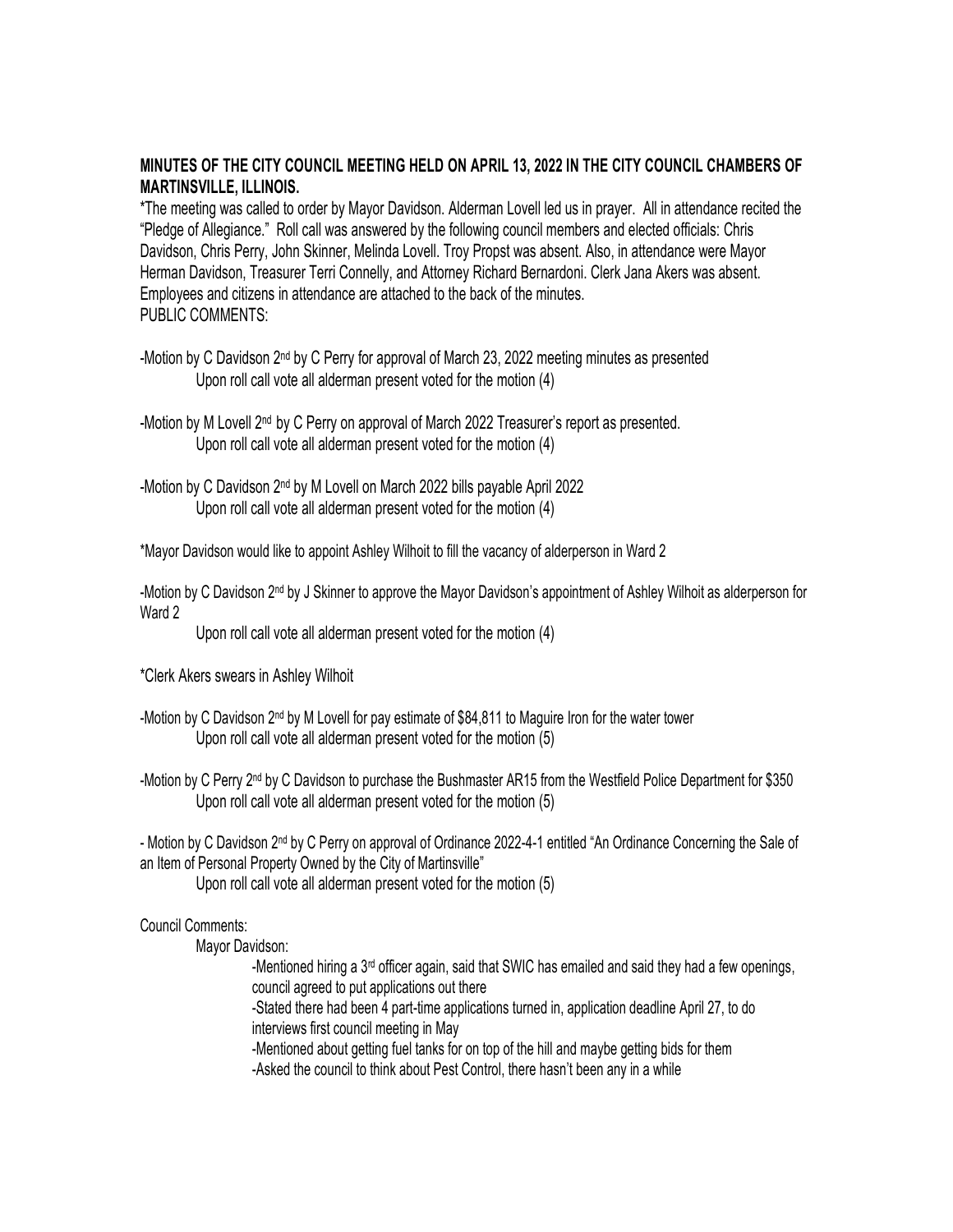**MINUTES OF THE CITY COUNCIL MEETING HELD ON APRIL 13, 2022 IN THE CITY COUNCIL CHAMBERS OF MARTINSVILLE, ILLINOIS.**

*The meeting was called to order by Mayor Davidson. Alderman Lovell led us in prayer. All in attendance recited the "Pledge of Allegiance." Roll call was answered by the following council members and elected officials: Chris Davidson, Chris Perry, John Skinner, Melinda Lovell. Troy Propst was absent. Also, in attendance were Mayor Herman Davidson, Treasurer Terri Connelly, and Attorney Richard Bernardoni. Clerk Jana Akers was absent. Employees and citizens in attendance are attached to the back of the minutes.

PUBLIC COMMENTS:

-Motion by C Davidson 2nd by C Perry for approval of March 23, 2022 meeting minutes as presented
Upon roll call vote all alderman present voted for the motion (4)

-Motion by M Lovell 2nd by C Perry on approval of March 2022 Treasurer's report as presented.
Upon roll call vote all alderman present voted for the motion (4)

-Motion by C Davidson 2nd by M Lovell on March 2022 bills payable April 2022
Upon roll call vote all alderman present voted for the motion (4)

*Mayor Davidson would like to appoint Ashley Wilhoit to fill the vacancy of alderperson in Ward 2

-Motion by C Davidson 2nd by J Skinner to approve the Mayor Davidson's appointment of Ashley Wilhoit as alderperson for Ward 2
Upon roll call vote all alderman present voted for the motion (4)

*Clerk Akers swears in Ashley Wilhoit

-Motion by C Davidson 2nd by M Lovell for pay estimate of $84,811 to Maguire Iron for the water tower
Upon roll call vote all alderman present voted for the motion (5)

-Motion by C Perry 2nd by C Davidson to purchase the Bushmaster AR15 from the Westfield Police Department for $350
Upon roll call vote all alderman present voted for the motion (5)

- Motion by C Davidson 2nd by C Perry on approval of Ordinance 2022-4-1 entitled "An Ordinance Concerning the Sale of an Item of Personal Property Owned by the City of Martinsville"
Upon roll call vote all alderman present voted for the motion (5)

Council Comments:

Mayor Davidson:

-Mentioned hiring a 3rd officer again, said that SWIC has emailed and said they had a few openings, council agreed to put applications out there

-Stated there had been 4 part-time applications turned in, application deadline April 27, to do interviews first council meeting in May

-Mentioned about getting fuel tanks for on top of the hill and maybe getting bids for them

-Asked the council to think about Pest Control, there hasn't been any in a while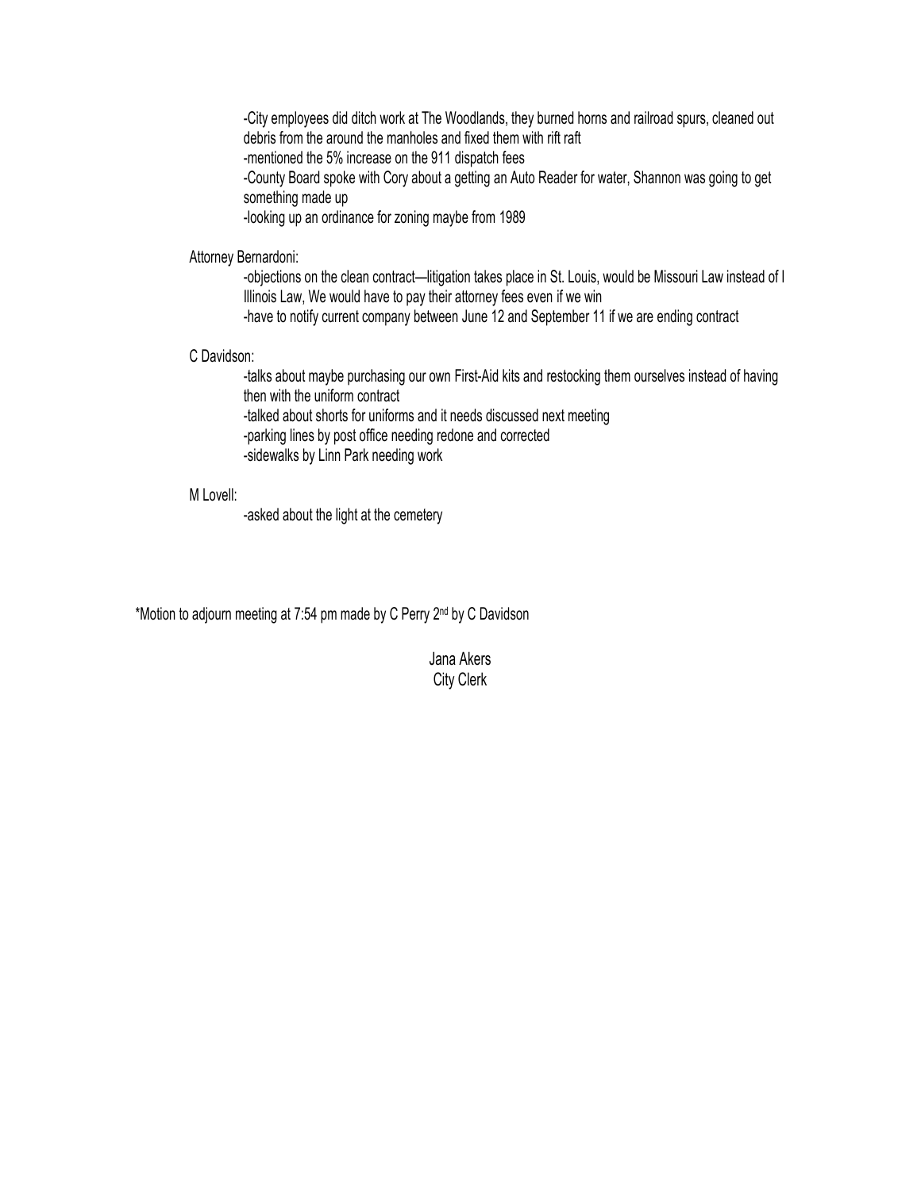- City employees did ditch work at The Woodlands, they burned horns and railroad spurs, cleaned out debris from the around the manholes and fixed them with rift raft
- mentioned the 5% increase on the 911 dispatch fees
- County Board spoke with Cory about a getting an Auto Reader for water, Shannon was going to get something made up
- looking up an ordinance for zoning maybe from 1989

Attorney Bernardoni:

- objections on the clean contract—litigation takes place in St. Louis, would be Missouri Law instead of I Illinois Law, We would have to pay their attorney fees even if we win
- have to notify current company between June 12 and September 11 if we are ending contract

C Davidson:

- talks about maybe purchasing our own First-Aid kits and restocking them ourselves instead of having then with the uniform contract
- talked about shorts for uniforms and it needs discussed next meeting
- parking lines by post office needing redone and corrected
- sidewalks by Linn Park needing work

M Lovell:

- asked about the light at the cemetery

*Motion to adjourn meeting at 7:54 pm made by C Perry 2nd by C Davidson

Jana Akers
City Clerk